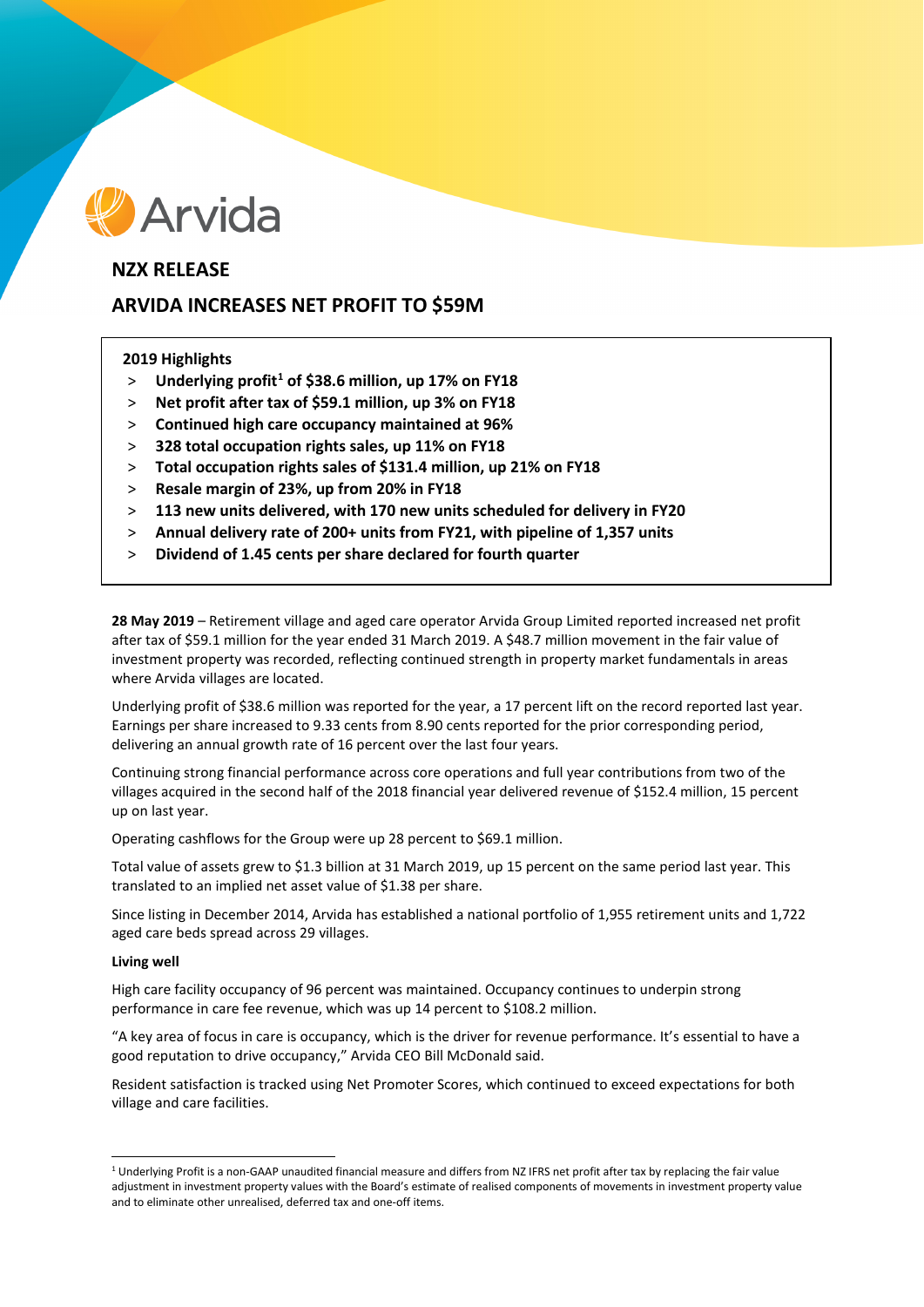Arvida

# NZX RELEASE

# ARVIDA INCREASES NET PROFIT TO $59M

**2019 Highlights**

- **Underlying profit[1] of $38.6 million, up 17% on FY18**
- **Net profit after tax of $59.1 million, up 3% on FY18**
- **Continued high care occupancy maintained at 96%**
- **328 total occupation rights sales, up 11% on FY18**
- **Total occupation rights sales of $131.4 million, up 21% on FY18**
- **Resale margin of 23%, up from 20% in FY18**
- **113 new units delivered, with 170 new units scheduled for delivery in FY20**
- **Annual delivery rate of 200+ units from FY21, with pipeline of 1,357 units**
- **Dividend of 1.45 cents per share declared for fourth quarter**

**28 May 2019** – Retirement village and aged care operator Arvida Group Limited reported increased net profit after tax of $59.1 million for the year ended 31 March 2019. A $48.7 million movement in the fair value of investment property was recorded, reflecting continued strength in property market fundamentals in areas where Arvida villages are located.

Underlying profit of $38.6 million was reported for the year, a 17 percent lift on the record reported last year. Earnings per share increased to 9.33 cents from 8.90 cents reported for the prior corresponding period, delivering an annual growth rate of 16 percent over the last four years.

Continuing strong financial performance across core operations and full year contributions from two of the villages acquired in the second half of the 2018 financial year delivered revenue of $152.4 million, 15 percent up on last year.

Operating cashflows for the Group were up 28 percent to $69.1 million.

Total value of assets grew to $1.3 billion at 31 March 2019, up 15 percent on the same period last year. This translated to an implied net asset value of $1.38 per share.

Since listing in December 2014, Arvida has established a national portfolio of 1,955 retirement units and 1,722 aged care beds spread across 29 villages.

**Living well**

High care facility occupancy of 96 percent was maintained. Occupancy continues to underpin strong performance in care fee revenue, which was up 14 percent to $108.2 million.

"A key area of focus in care is occupancy, which is the driver for revenue performance. It's essential to have a good reputation to drive occupancy," Arvida CEO Bill McDonald said.

Resident satisfaction is tracked using Net Promoter Scores, which continued to exceed expectations for both village and care facilities.

[1] Underlying Profit is a non-GAAP unaudited financial measure and differs from NZ IFRS net profit after tax by replacing the fair value adjustment in investment property values with the Board's estimate of realised components of movements in investment property value and to eliminate other unrealised, deferred tax and one-off items.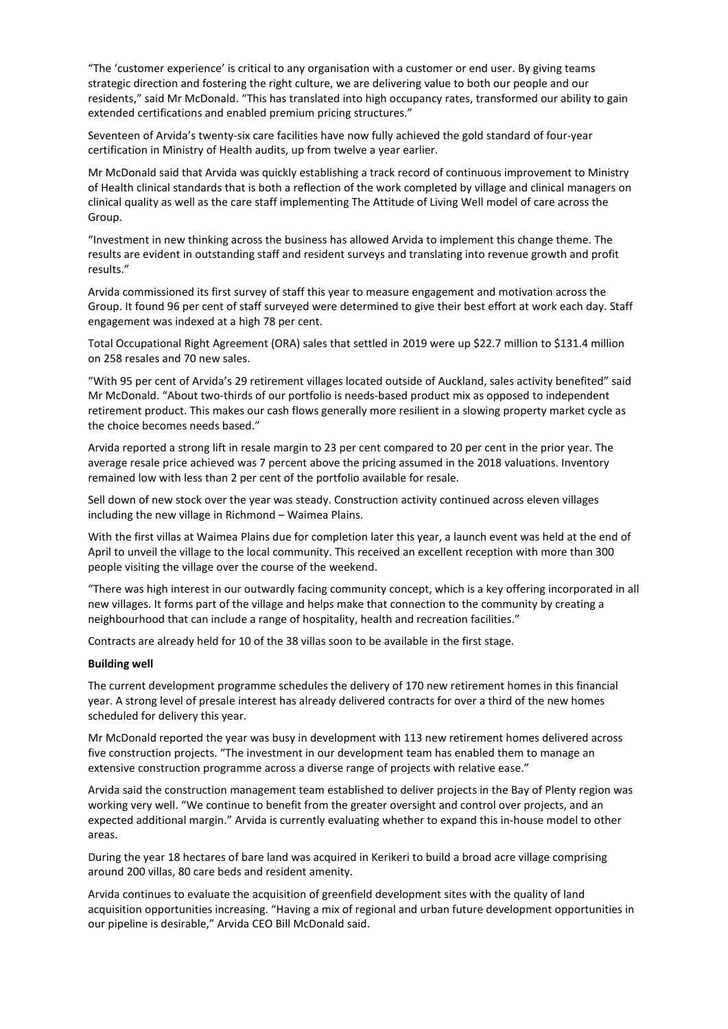"The 'customer experience' is critical to any organisation with a customer or end user. By giving teams strategic direction and fostering the right culture, we are delivering value to both our people and our residents," said Mr McDonald. "This has translated into high occupancy rates, transformed our ability to gain extended certifications and enabled premium pricing structures."

Seventeen of Arvida's twenty-six care facilities have now fully achieved the gold standard of four-year certification in Ministry of Health audits, up from twelve a year earlier.

Mr McDonald said that Arvida was quickly establishing a track record of continuous improvement to Ministry of Health clinical standards that is both a reflection of the work completed by village and clinical managers on clinical quality as well as the care staff implementing The Attitude of Living Well model of care across the Group.

"Investment in new thinking across the business has allowed Arvida to implement this change theme. The results are evident in outstanding staff and resident surveys and translating into revenue growth and profit results."

Arvida commissioned its first survey of staff this year to measure engagement and motivation across the Group. It found 96 per cent of staff surveyed were determined to give their best effort at work each day. Staff engagement was indexed at a high 78 per cent.

Total Occupational Right Agreement (ORA) sales that settled in 2019 were up $22.7 million to $131.4 million on 258 resales and 70 new sales.

"With 95 per cent of Arvida's 29 retirement villages located outside of Auckland, sales activity benefited" said Mr McDonald. "About two-thirds of our portfolio is needs-based product mix as opposed to independent retirement product. This makes our cash flows generally more resilient in a slowing property market cycle as the choice becomes needs based."

Arvida reported a strong lift in resale margin to 23 per cent compared to 20 per cent in the prior year. The average resale price achieved was 7 percent above the pricing assumed in the 2018 valuations. Inventory remained low with less than 2 per cent of the portfolio available for resale.

Sell down of new stock over the year was steady. Construction activity continued across eleven villages including the new village in Richmond – Waimea Plains.

With the first villas at Waimea Plains due for completion later this year, a launch event was held at the end of April to unveil the village to the local community. This received an excellent reception with more than 300 people visiting the village over the course of the weekend.

"There was high interest in our outwardly facing community concept, which is a key offering incorporated in all new villages. It forms part of the village and helps make that connection to the community by creating a neighbourhood that can include a range of hospitality, health and recreation facilities."

Contracts are already held for 10 of the 38 villas soon to be available in the first stage.

**Building well**

The current development programme schedules the delivery of 170 new retirement homes in this financial year. A strong level of presale interest has already delivered contracts for over a third of the new homes scheduled for delivery this year.

Mr McDonald reported the year was busy in development with 113 new retirement homes delivered across five construction projects. "The investment in our development team has enabled them to manage an extensive construction programme across a diverse range of projects with relative ease."

Arvida said the construction management team established to deliver projects in the Bay of Plenty region was working very well. "We continue to benefit from the greater oversight and control over projects, and an expected additional margin." Arvida is currently evaluating whether to expand this in-house model to other areas.

During the year 18 hectares of bare land was acquired in Kerikeri to build a broad acre village comprising around 200 villas, 80 care beds and resident amenity.

Arvida continues to evaluate the acquisition of greenfield development sites with the quality of land acquisition opportunities increasing. "Having a mix of regional and urban future development opportunities in our pipeline is desirable," Arvida CEO Bill McDonald said.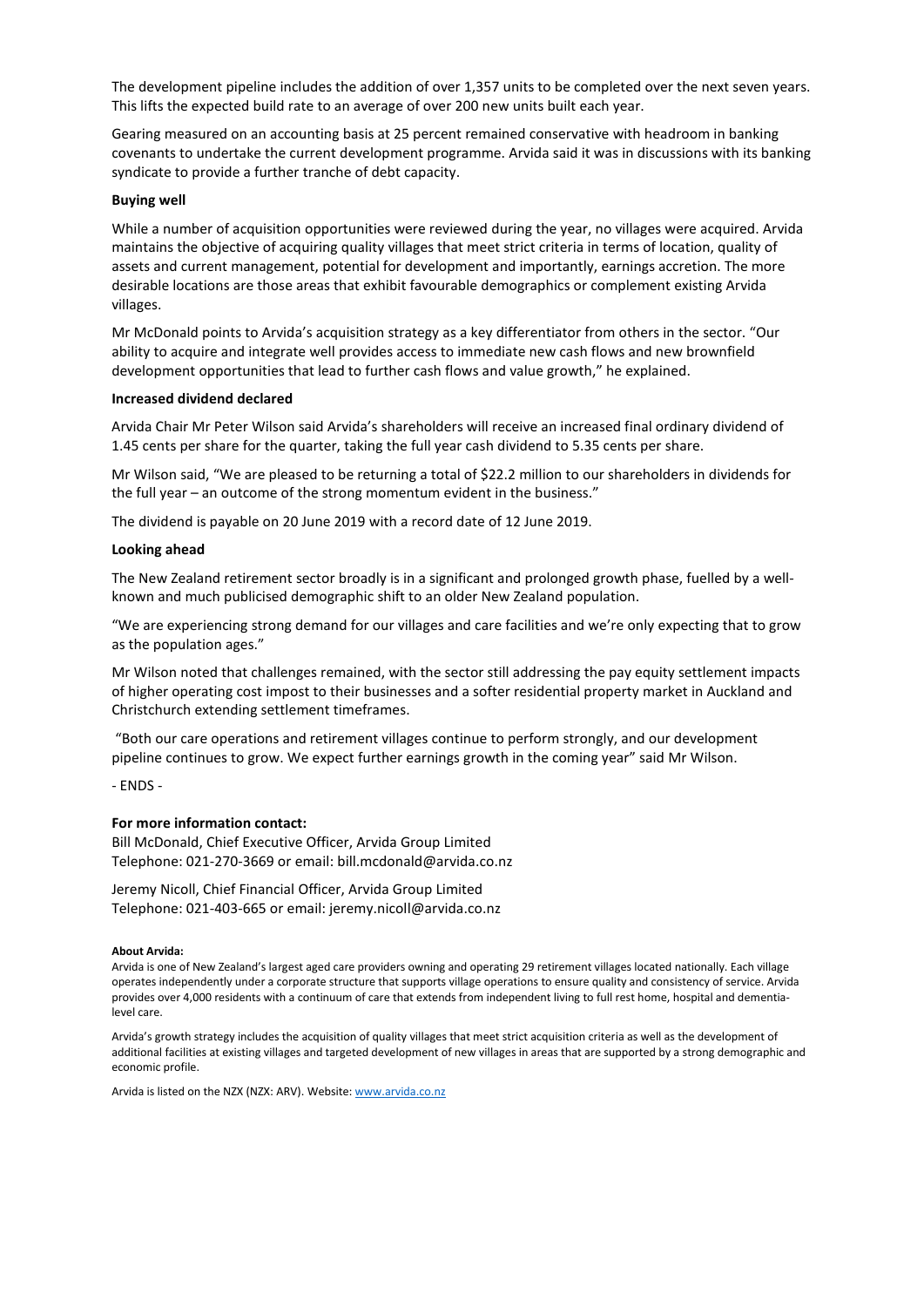The development pipeline includes the addition of over 1,357 units to be completed over the next seven years. This lifts the expected build rate to an average of over 200 new units built each year.

Gearing measured on an accounting basis at 25 percent remained conservative with headroom in banking covenants to undertake the current development programme. Arvida said it was in discussions with its banking syndicate to provide a further tranche of debt capacity.

**Buying well**

While a number of acquisition opportunities were reviewed during the year, no villages were acquired. Arvida maintains the objective of acquiring quality villages that meet strict criteria in terms of location, quality of assets and current management, potential for development and importantly, earnings accretion. The more desirable locations are those areas that exhibit favourable demographics or complement existing Arvida villages.

Mr McDonald points to Arvida's acquisition strategy as a key differentiator from others in the sector. "Our ability to acquire and integrate well provides access to immediate new cash flows and new brownfield development opportunities that lead to further cash flows and value growth," he explained.

**Increased dividend declared**

Arvida Chair Mr Peter Wilson said Arvida's shareholders will receive an increased final ordinary dividend of 1.45 cents per share for the quarter, taking the full year cash dividend to 5.35 cents per share.

Mr Wilson said, "We are pleased to be returning a total of $22.2 million to our shareholders in dividends for the full year – an outcome of the strong momentum evident in the business."

The dividend is payable on 20 June 2019 with a record date of 12 June 2019.

**Looking ahead**

The New Zealand retirement sector broadly is in a significant and prolonged growth phase, fuelled by a well-known and much publicised demographic shift to an older New Zealand population.

"We are experiencing strong demand for our villages and care facilities and we're only expecting that to grow as the population ages."

Mr Wilson noted that challenges remained, with the sector still addressing the pay equity settlement impacts of higher operating cost impost to their businesses and a softer residential property market in Auckland and Christchurch extending settlement timeframes.

"Both our care operations and retirement villages continue to perform strongly, and our development pipeline continues to grow. We expect further earnings growth in the coming year" said Mr Wilson.

- ENDS -

**For more information contact:**

Bill McDonald, Chief Executive Officer, Arvida Group Limited
Telephone: 021-270-3669 or email: bill.mcdonald@arvida.co.nz

Jeremy Nicoll, Chief Financial Officer, Arvida Group Limited
Telephone: 021-403-665 or email: jeremy.nicoll@arvida.co.nz

**About Arvida:**

Arvida is one of New Zealand's largest aged care providers owning and operating 29 retirement villages located nationally. Each village operates independently under a corporate structure that supports village operations to ensure quality and consistency of service. Arvida provides over 4,000 residents with a continuum of care that extends from independent living to full rest home, hospital and dementia-level care.

Arvida's growth strategy includes the acquisition of quality villages that meet strict acquisition criteria as well as the development of additional facilities at existing villages and targeted development of new villages in areas that are supported by a strong demographic and economic profile.

Arvida is listed on the NZX (NZX: ARV). Website: www.arvida.co.nz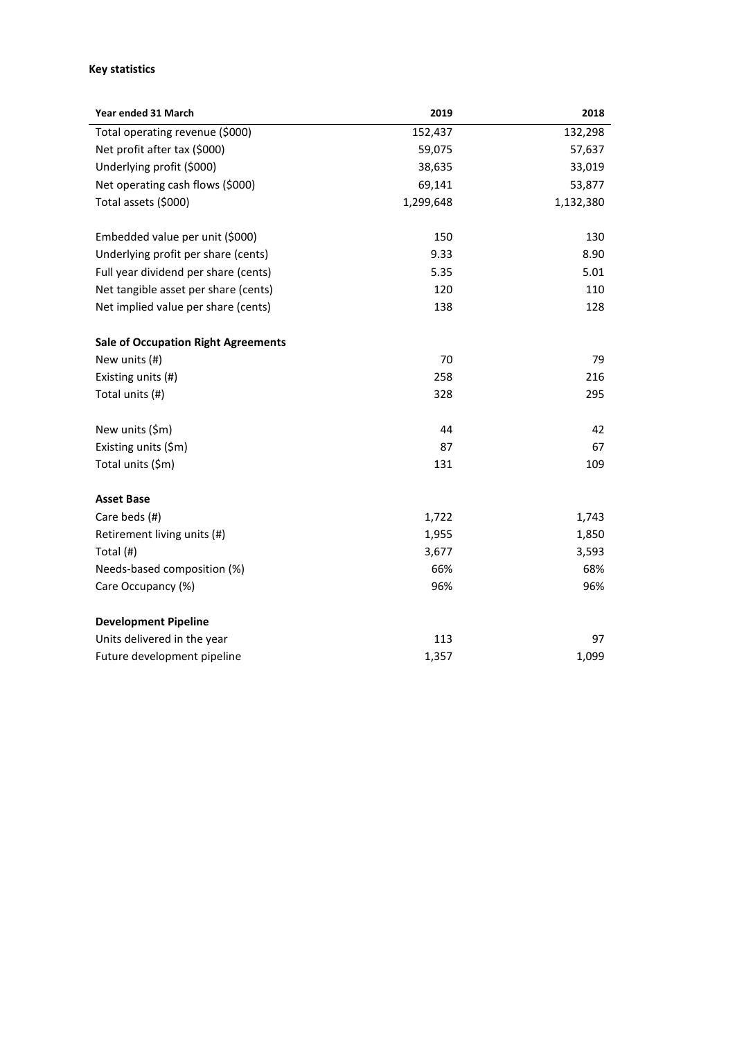**Key statistics**

| Year ended 31 March | 2019 | 2018 |
|---|---|---|
| Total operating revenue ($000) | 152,437 | 132,298 |
| Net profit after tax ($000) | 59,075 | 57,637 |
| Underlying profit ($000) | 38,635 | 33,019 |
| Net operating cash flows ($000) | 69,141 | 53,877 |
| Total assets ($000) | 1,299,648 | 1,132,380 |
| | | |
| Embedded value per unit ($000) | 150 | 130 |
| Underlying profit per share (cents) | 9.33 | 8.90 |
| Full year dividend per share (cents) | 5.35 | 5.01 |
| Net tangible asset per share (cents) | 120 | 110 |
| Net implied value per share (cents) | 138 | 128 |
| | | |
| **Sale of Occupation Right Agreements** | | |
| New units (#) | 70 | 79 |
| Existing units (#) | 258 | 216 |
| Total units (#) | 328 | 295 |
| | | |
| New units ($m) | 44 | 42 |
| Existing units ($m) | 87 | 67 |
| Total units ($m) | 131 | 109 |
| | | |
| **Asset Base** | | |
| Care beds (#) | 1,722 | 1,743 |
| Retirement living units (#) | 1,955 | 1,850 |
| Total (#) | 3,677 | 3,593 |
| Needs-based composition (%) | 66% | 68% |
| Care Occupancy (%) | 96% | 96% |
| | | |
| **Development Pipeline** | | |
| Units delivered in the year | 113 | 97 |
| Future development pipeline | 1,357 | 1,099 |